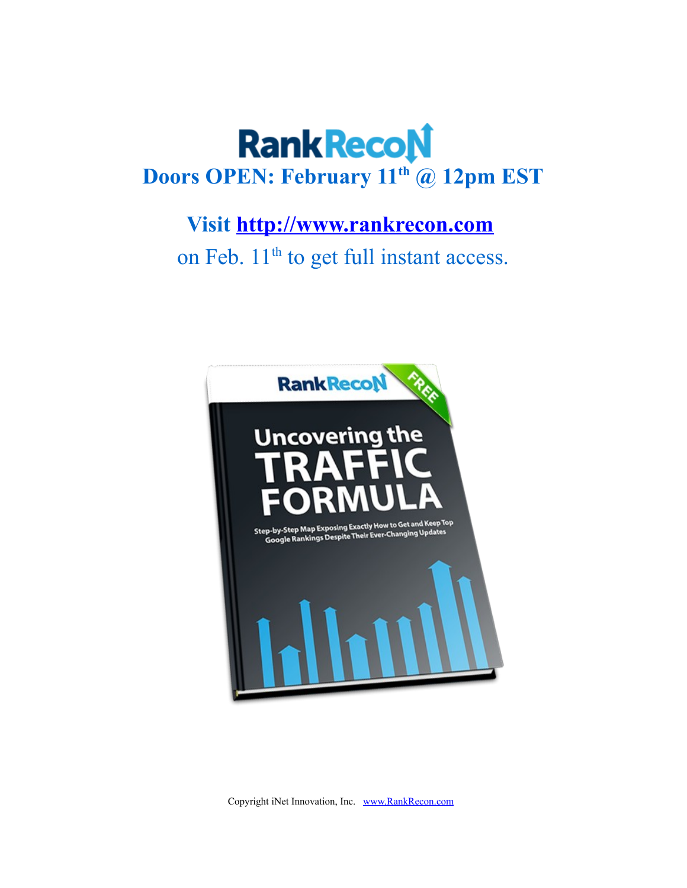# RankRecon

## Doors OPEN: February 11th @ 12pm EST

**Visit [http://www.rankrecon.com](http://www.rankrecon.com)**

on Feb. 11th to get full instant access.

Copyright iNet Innovation, Inc. [www.RankRecon.com](http://www.RankRecon.com)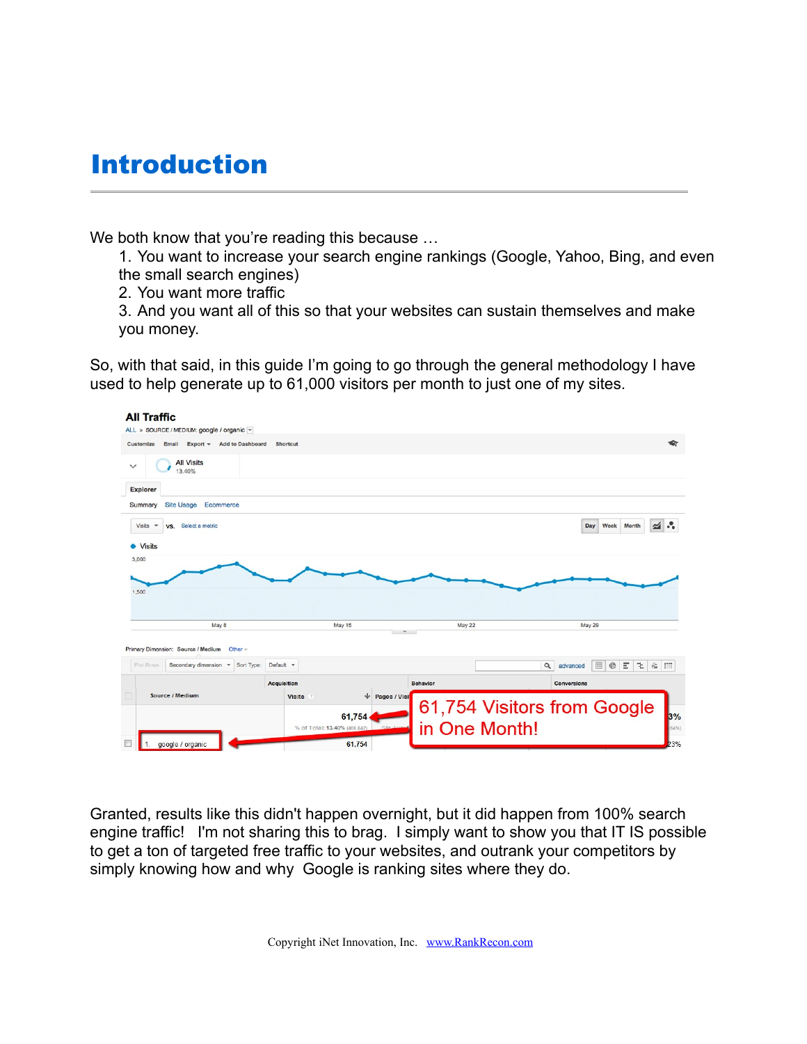# Introduction

We both know that you're reading this because …

1. You want to increase your search engine rankings (Google, Yahoo, Bing, and even the small search engines)
2. You want more traffic
3. And you want all of this so that your websites can sustain themselves and make you money.

So, with that said, in this guide I'm going to go through the general methodology I have used to help generate up to 61,000 visitors per month to just one of my sites.

Granted, results like this didn't happen overnight, but it did happen from 100% search engine traffic! I'm not sharing this to brag. I simply want to show you that IT IS possible to get a ton of targeted free traffic to your websites, and outrank your competitors by simply knowing how and why Google is ranking sites where they do.

Copyright iNet Innovation, Inc. www.RankRecon.com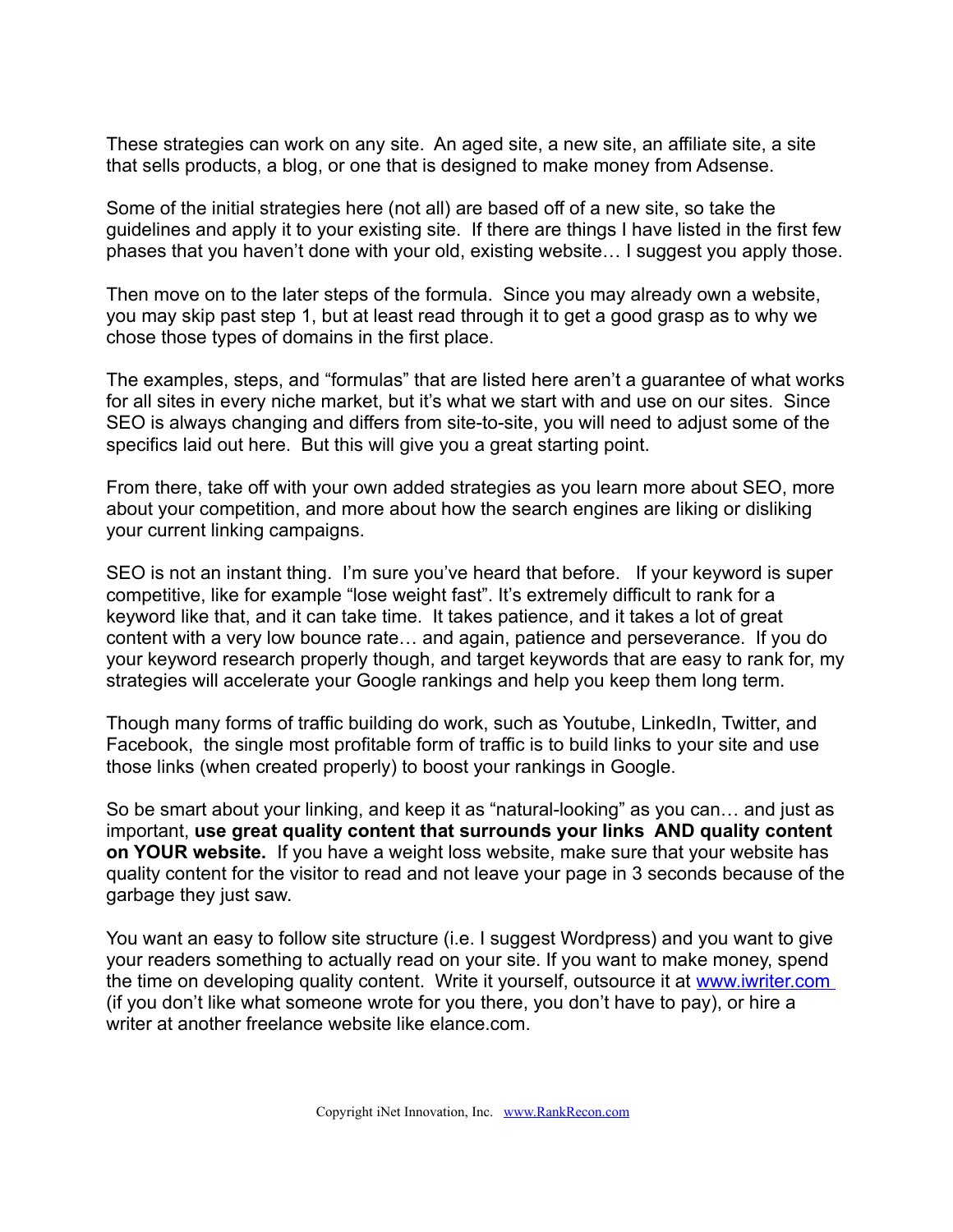These strategies can work on any site. An aged site, a new site, an affiliate site, a site that sells products, a blog, or one that is designed to make money from Adsense.

Some of the initial strategies here (not all) are based off of a new site, so take the guidelines and apply it to your existing site. If there are things I have listed in the first few phases that you haven't done with your old, existing website… I suggest you apply those.

Then move on to the later steps of the formula. Since you may already own a website, you may skip past step 1, but at least read through it to get a good grasp as to why we chose those types of domains in the first place.

The examples, steps, and "formulas" that are listed here aren't a guarantee of what works for all sites in every niche market, but it's what we start with and use on our sites. Since SEO is always changing and differs from site-to-site, you will need to adjust some of the specifics laid out here. But this will give you a great starting point.

From there, take off with your own added strategies as you learn more about SEO, more about your competition, and more about how the search engines are liking or disliking your current linking campaigns.

SEO is not an instant thing. I'm sure you've heard that before. If your keyword is super competitive, like for example "lose weight fast". It's extremely difficult to rank for a keyword like that, and it can take time. It takes patience, and it takes a lot of great content with a very low bounce rate… and again, patience and perseverance. If you do your keyword research properly though, and target keywords that are easy to rank for, my strategies will accelerate your Google rankings and help you keep them long term.

Though many forms of traffic building do work, such as Youtube, LinkedIn, Twitter, and Facebook, the single most profitable form of traffic is to build links to your site and use those links (when created properly) to boost your rankings in Google.

So be smart about your linking, and keep it as "natural-looking" as you can… and just as important, **use great quality content that surrounds your links AND quality content on YOUR website.** If you have a weight loss website, make sure that your website has quality content for the visitor to read and not leave your page in 3 seconds because of the garbage they just saw.

You want an easy to follow site structure (i.e. I suggest Wordpress) and you want to give your readers something to actually read on your site. If you want to make money, spend the time on developing quality content. Write it yourself, outsource it at [www.iwriter.com](http://www.iwriter.com) (if you don't like what someone wrote for you there, you don't have to pay), or hire a writer at another freelance website like elance.com.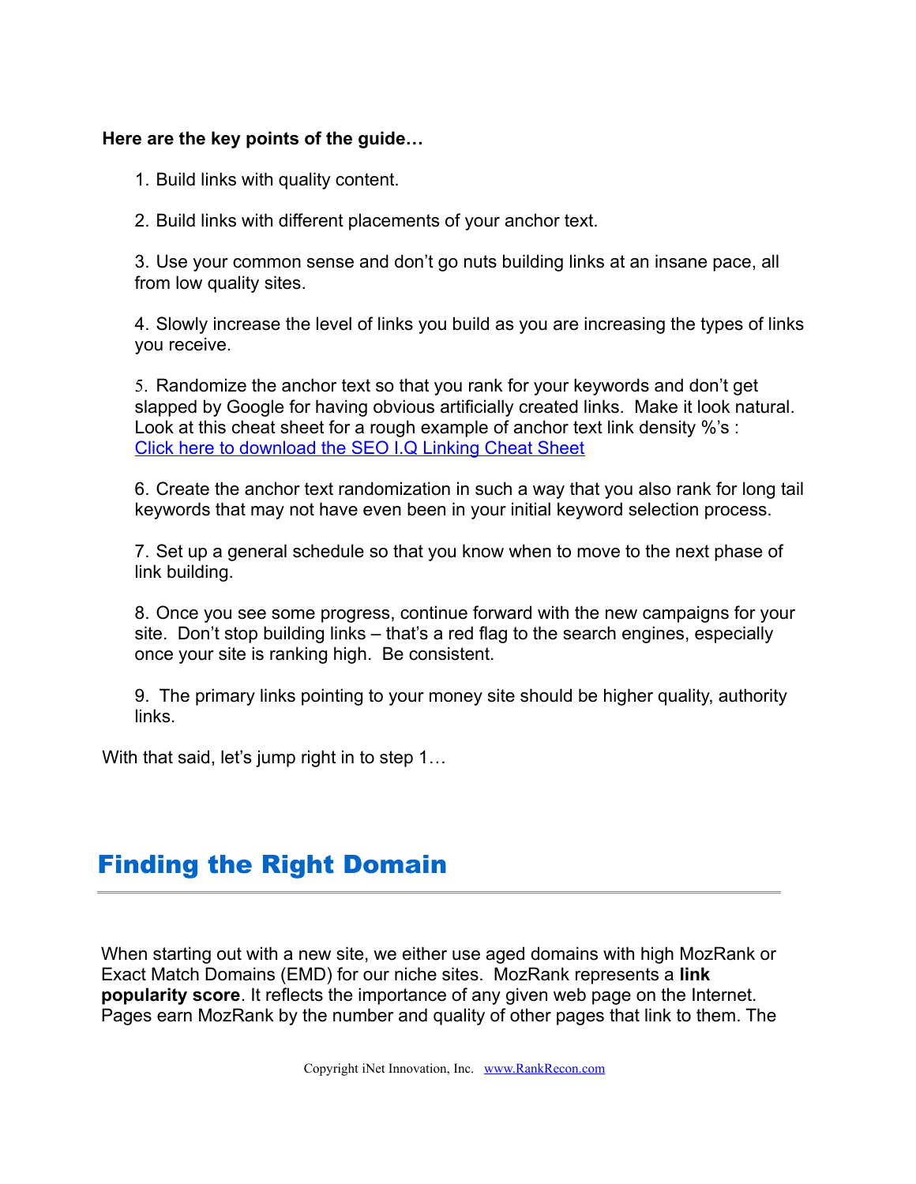**Here are the key points of the guide…**

1. Build links with quality content.

2. Build links with different placements of your anchor text.

3. Use your common sense and don't go nuts building links at an insane pace, all from low quality sites.

4. Slowly increase the level of links you build as you are increasing the types of links you receive.

5. Randomize the anchor text so that you rank for your keywords and don't get slapped by Google for having obvious artificially created links. Make it look natural. Look at this cheat sheet for a rough example of anchor text link density %'s : Click here to download the SEO I.Q Linking Cheat Sheet

6. Create the anchor text randomization in such a way that you also rank for long tail keywords that may not have even been in your initial keyword selection process.

7. Set up a general schedule so that you know when to move to the next phase of link building.

8. Once you see some progress, continue forward with the new campaigns for your site. Don't stop building links – that's a red flag to the search engines, especially once your site is ranking high. Be consistent.

9. The primary links pointing to your money site should be higher quality, authority links.

With that said, let's jump right in to step 1…

## Finding the Right Domain

When starting out with a new site, we either use aged domains with high MozRank or Exact Match Domains (EMD) for our niche sites. MozRank represents a **link popularity score**. It reflects the importance of any given web page on the Internet. Pages earn MozRank by the number and quality of other pages that link to them. The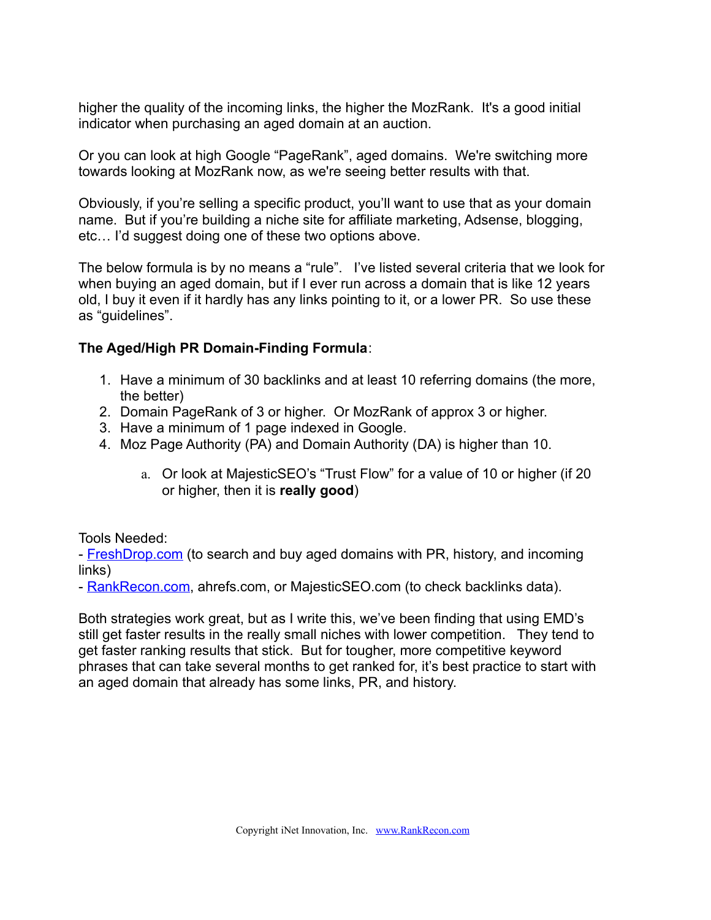higher the quality of the incoming links, the higher the MozRank. It's a good initial indicator when purchasing an aged domain at an auction.

Or you can look at high Google "PageRank", aged domains. We're switching more towards looking at MozRank now, as we're seeing better results with that.

Obviously, if you're selling a specific product, you'll want to use that as your domain name. But if you're building a niche site for affiliate marketing, Adsense, blogging, etc… I'd suggest doing one of these two options above.

The below formula is by no means a "rule". I've listed several criteria that we look for when buying an aged domain, but if I ever run across a domain that is like 12 years old, I buy it even if it hardly has any links pointing to it, or a lower PR. So use these as "guidelines".

**The Aged/High PR Domain-Finding Formula**:

1. Have a minimum of 30 backlinks and at least 10 referring domains (the more, the better)
2. Domain PageRank of 3 or higher. Or MozRank of approx 3 or higher.
3. Have a minimum of 1 page indexed in Google.
4. Moz Page Authority (PA) and Domain Authority (DA) is higher than 10.
    a. Or look at MajesticSEO's "Trust Flow" for a value of 10 or higher (if 20 or higher, then it is **really good**)

Tools Needed:
- [FreshDrop.com](FreshDrop.com) (to search and buy aged domains with PR, history, and incoming links)
- [RankRecon.com](RankRecon.com), ahrefs.com, or MajesticSEO.com (to check backlinks data).

Both strategies work great, but as I write this, we've been finding that using EMD's still get faster results in the really small niches with lower competition. They tend to get faster ranking results that stick. But for tougher, more competitive keyword phrases that can take several months to get ranked for, it's best practice to start with an aged domain that already has some links, PR, and history.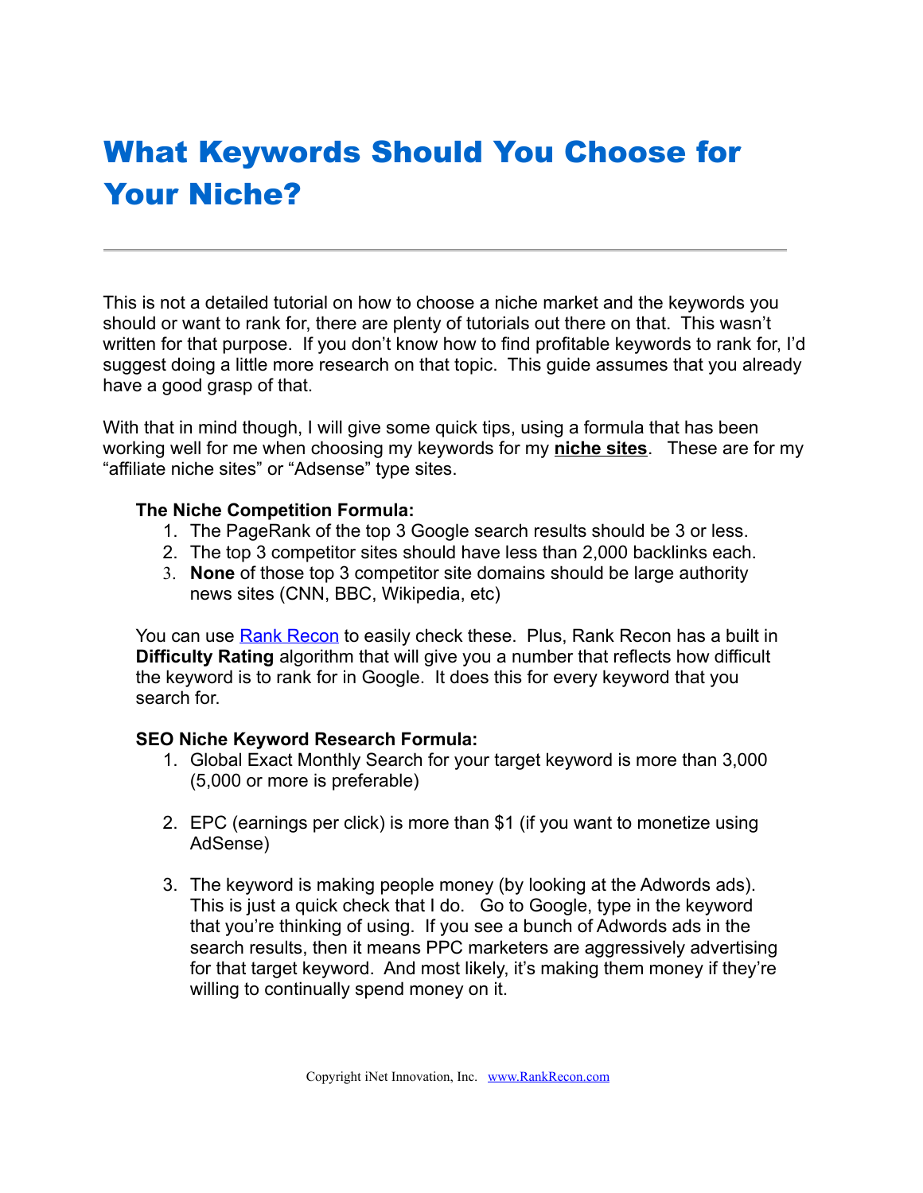# What Keywords Should You Choose for Your Niche?

---

This is not a detailed tutorial on how to choose a niche market and the keywords you should or want to rank for, there are plenty of tutorials out there on that. This wasn't written for that purpose. If you don't know how to find profitable keywords to rank for, I'd suggest doing a little more research on that topic. This guide assumes that you already have a good grasp of that.

With that in mind though, I will give some quick tips, using a formula that has been working well for me when choosing my keywords for my **niche sites**. These are for my "affiliate niche sites" or "Adsense" type sites.

**The Niche Competition Formula:**

1. The PageRank of the top 3 Google search results should be 3 or less.
2. The top 3 competitor sites should have less than 2,000 backlinks each.
3. **None** of those top 3 competitor site domains should be large authority news sites (CNN, BBC, Wikipedia, etc)

You can use Rank Recon to easily check these. Plus, Rank Recon has a built in **Difficulty Rating** algorithm that will give you a number that reflects how difficult the keyword is to rank for in Google. It does this for every keyword that you search for.

**SEO Niche Keyword Research Formula:**

1. Global Exact Monthly Search for your target keyword is more than 3,000 (5,000 or more is preferable)

2. EPC (earnings per click) is more than $1 (if you want to monetize using AdSense)

3. The keyword is making people money (by looking at the Adwords ads). This is just a quick check that I do. Go to Google, type in the keyword that you're thinking of using. If you see a bunch of Adwords ads in the search results, then it means PPC marketers are aggressively advertising for that target keyword. And most likely, it's making them money if they're willing to continually spend money on it.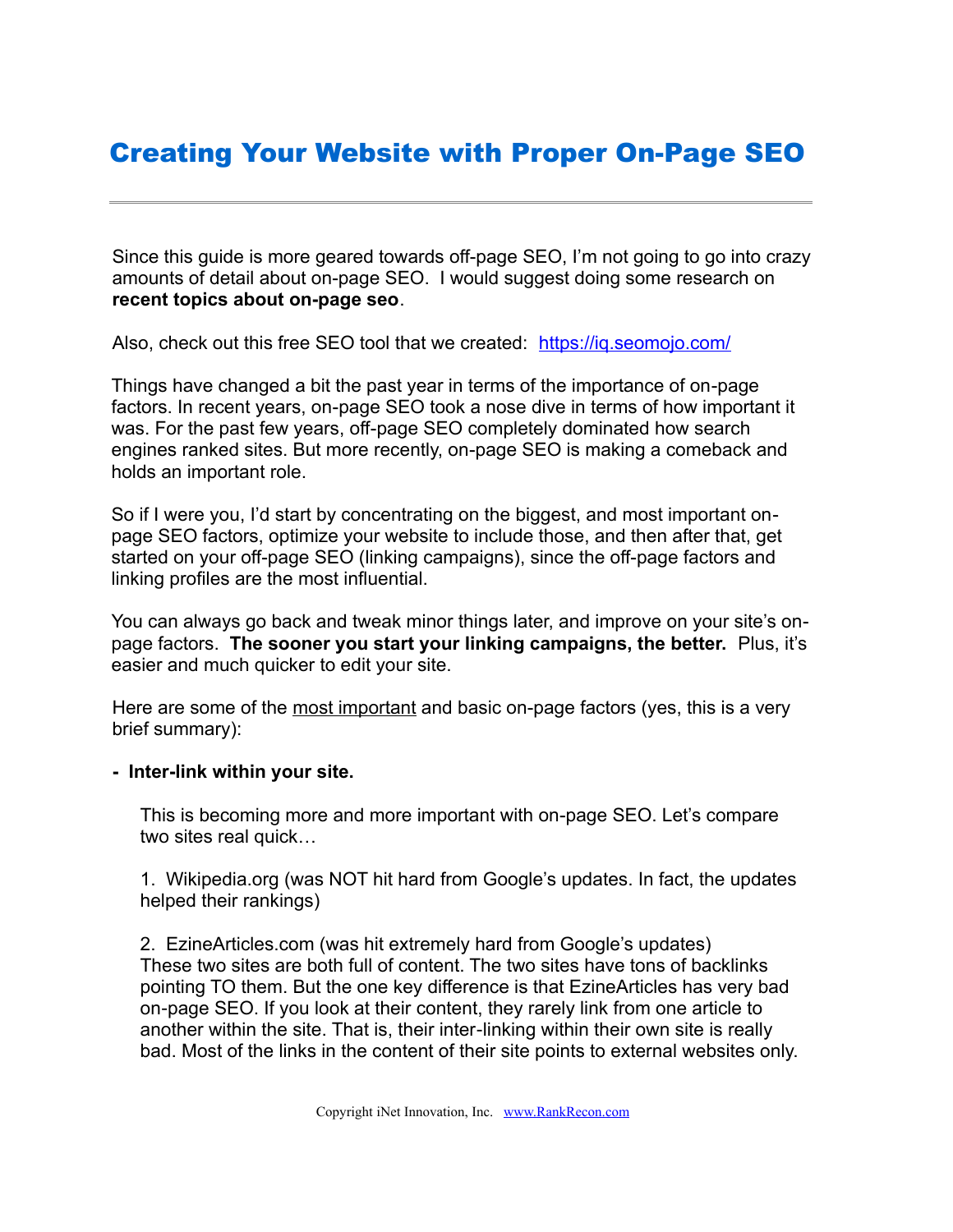# Creating Your Website with Proper On-Page SEO

---

Since this guide is more geared towards off-page SEO, I'm not going to go into crazy amounts of detail about on-page SEO. I would suggest doing some research on **recent topics about on-page seo**.

Also, check out this free SEO tool that we created: [https://iq.seomojo.com/](https://iq.seomojo.com/)

Things have changed a bit the past year in terms of the importance of on-page factors. In recent years, on-page SEO took a nose dive in terms of how important it was. For the past few years, off-page SEO completely dominated how search engines ranked sites. But more recently, on-page SEO is making a comeback and holds an important role.

So if I were you, I'd start by concentrating on the biggest, and most important on-page SEO factors, optimize your website to include those, and then after that, get started on your off-page SEO (linking campaigns), since the off-page factors and linking profiles are the most influential.

You can always go back and tweak minor things later, and improve on your site's on-page factors. **The sooner you start your linking campaigns, the better.** Plus, it's easier and much quicker to edit your site.

Here are some of the <u>most important</u> and basic on-page factors (yes, this is a very brief summary):

**- Inter-link within your site.**

This is becoming more and more important with on-page SEO. Let's compare two sites real quick…

1. Wikipedia.org (was NOT hit hard from Google's updates. In fact, the updates helped their rankings)

2. EzineArticles.com (was hit extremely hard from Google's updates)
These two sites are both full of content. The two sites have tons of backlinks pointing TO them. But the one key difference is that EzineArticles has very bad on-page SEO. If you look at their content, they rarely link from one article to another within the site. That is, their inter-linking within their own site is really bad. Most of the links in the content of their site points to external websites only.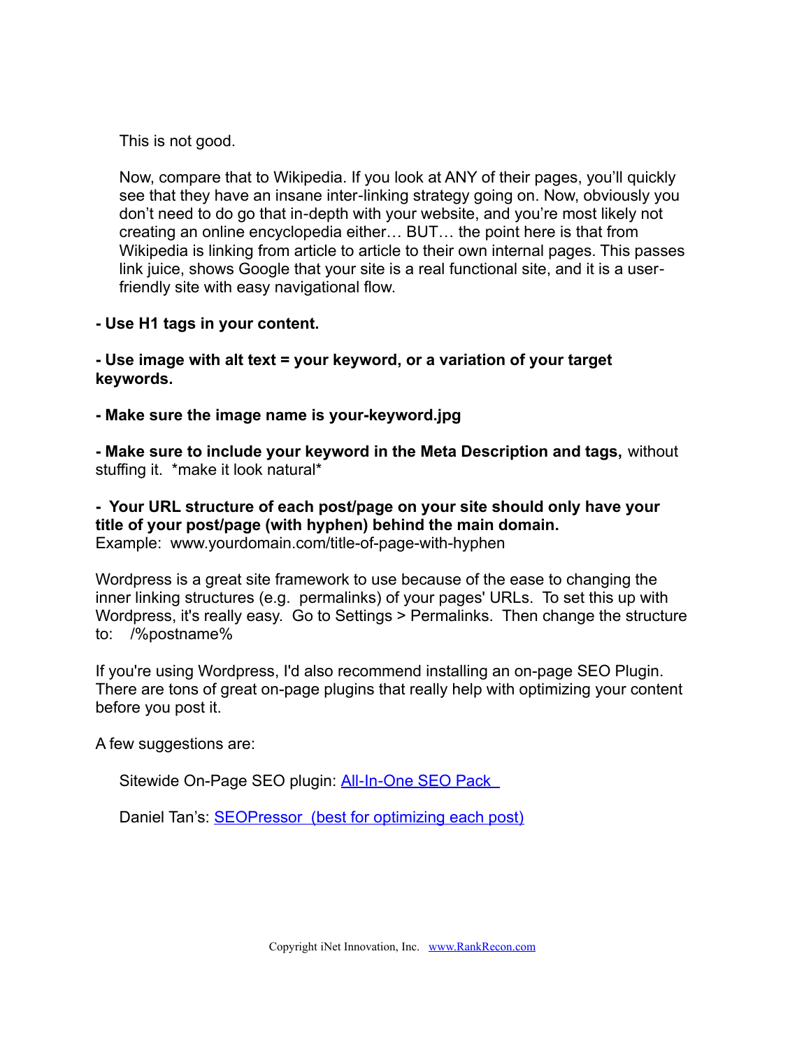This is not good.

Now, compare that to Wikipedia. If you look at ANY of their pages, you'll quickly see that they have an insane inter-linking strategy going on. Now, obviously you don't need to do go that in-depth with your website, and you're most likely not creating an online encyclopedia either… BUT… the point here is that from Wikipedia is linking from article to article to their own internal pages. This passes link juice, shows Google that your site is a real functional site, and it is a user-friendly site with easy navigational flow.

**- Use H1 tags in your content.**

**- Use image with alt text = your keyword, or a variation of your target keywords.**

**- Make sure the image name is your-keyword.jpg**

**- Make sure to include your keyword in the Meta Description and tags,** without stuffing it. *make it look natural*

**- Your URL structure of each post/page on your site should only have your title of your post/page (with hyphen) behind the main domain.**
Example: www.yourdomain.com/title-of-page-with-hyphen

Wordpress is a great site framework to use because of the ease to changing the inner linking structures (e.g. permalinks) of your pages' URLs. To set this up with Wordpress, it's really easy. Go to Settings > Permalinks. Then change the structure to: /%postname%

If you're using Wordpress, I'd also recommend installing an on-page SEO Plugin. There are tons of great on-page plugins that really help with optimizing your content before you post it.

A few suggestions are:

Sitewide On-Page SEO plugin: [All-In-One SEO Pack]

Daniel Tan's: [SEOPressor (best for optimizing each post)]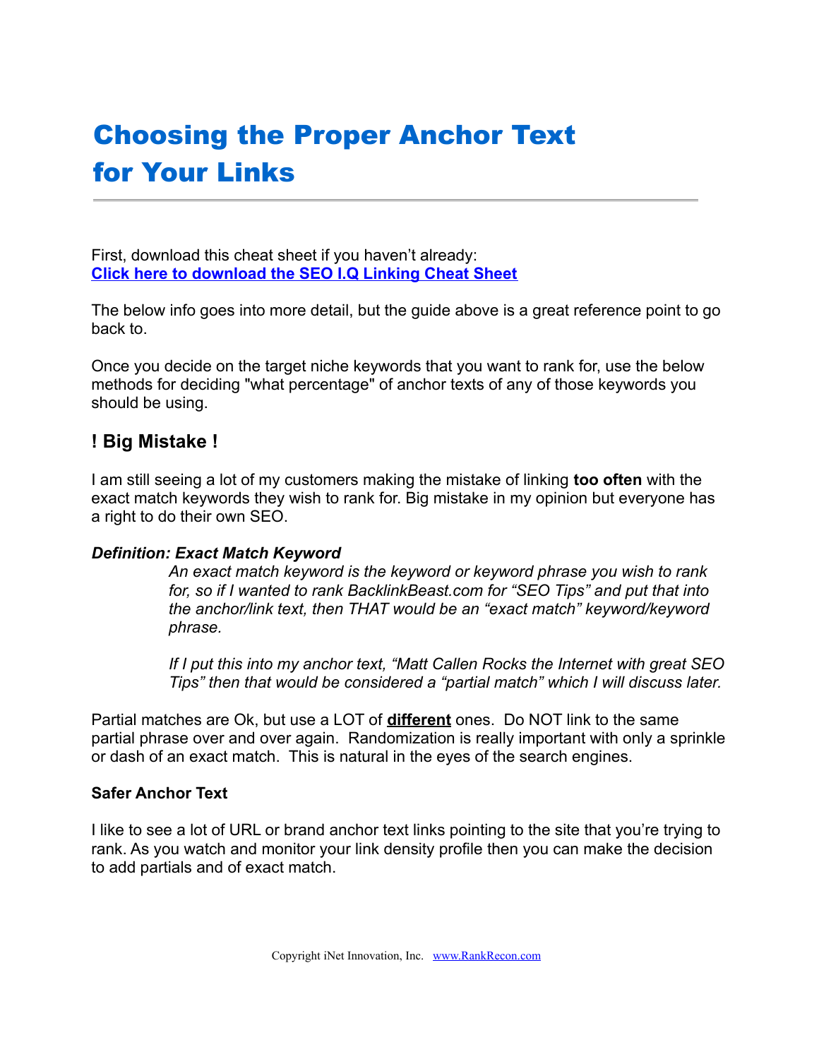# Choosing the Proper Anchor Text for Your Links

First, download this cheat sheet if you haven't already:
**Click here to download the SEO I.Q Linking Cheat Sheet**

The below info goes into more detail, but the guide above is a great reference point to go back to.

Once you decide on the target niche keywords that you want to rank for, use the below methods for deciding "what percentage" of anchor texts of any of those keywords you should be using.

## ! Big Mistake !

I am still seeing a lot of my customers making the mistake of linking **too often** with the exact match keywords they wish to rank for. Big mistake in my opinion but everyone has a right to do their own SEO.

***Definition: Exact Match Keyword***

> *An exact match keyword is the keyword or keyword phrase you wish to rank for, so if I wanted to rank BacklinkBeast.com for "SEO Tips" and put that into the anchor/link text, then THAT would be an "exact match" keyword/keyword phrase.*
>
> *If I put this into my anchor text, "Matt Callen Rocks the Internet with great SEO Tips" then that would be considered a "partial match" which I will discuss later.*

Partial matches are Ok, but use a LOT of **different** ones. Do NOT link to the same partial phrase over and over again. Randomization is really important with only a sprinkle or dash of an exact match. This is natural in the eyes of the search engines.

### Safer Anchor Text

I like to see a lot of URL or brand anchor text links pointing to the site that you're trying to rank. As you watch and monitor your link density profile then you can make the decision to add partials and of exact match.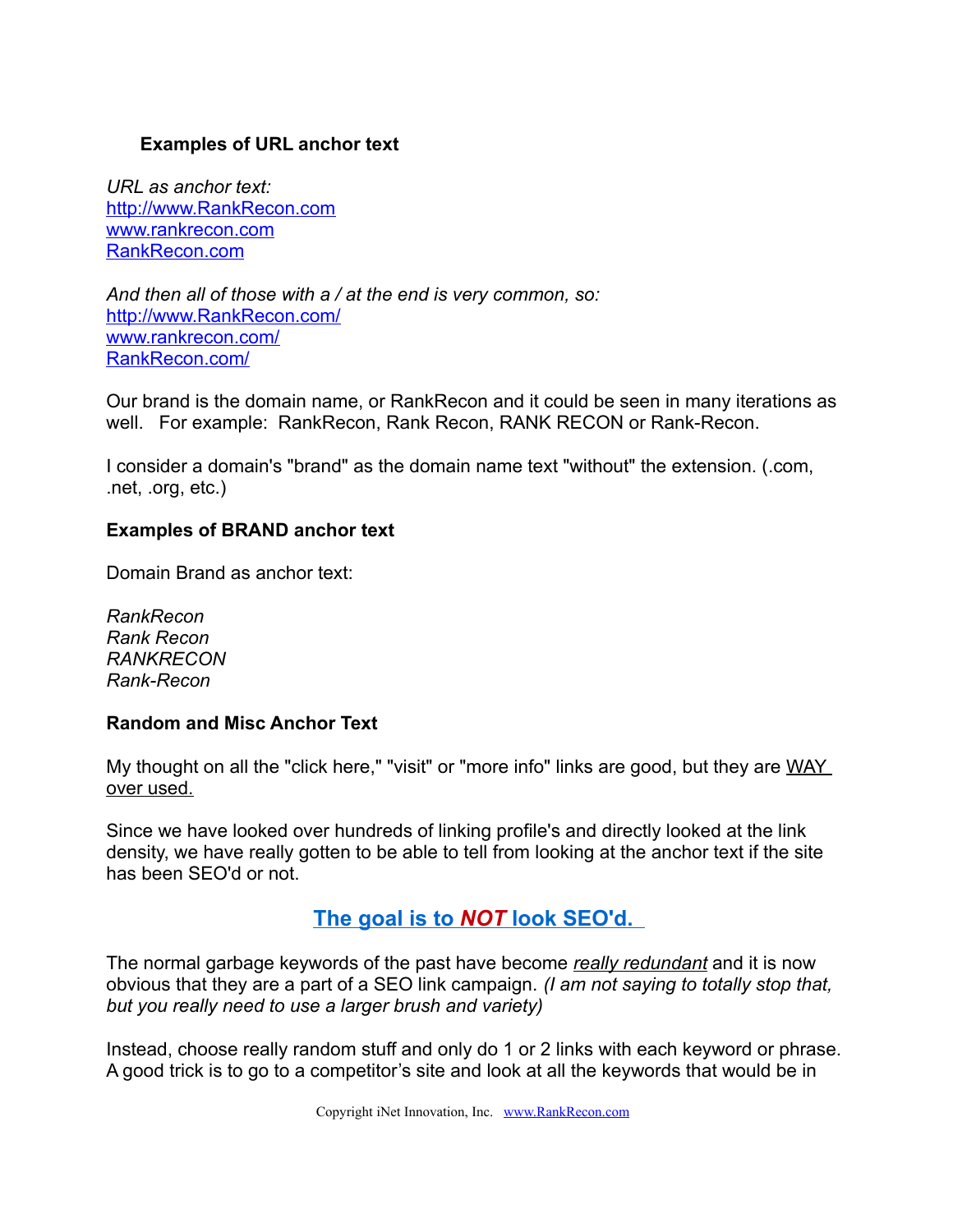### Examples of URL anchor text

*URL as anchor text:*
http://www.RankRecon.com
www.rankrecon.com
RankRecon.com

*And then all of those with a / at the end is very common, so:*
http://www.RankRecon.com/
www.rankrecon.com/
RankRecon.com/

Our brand is the domain name, or RankRecon and it could be seen in many iterations as well.   For example:  RankRecon, Rank Recon, RANK RECON or Rank-Recon.

I consider a domain's "brand" as the domain name text "without" the extension. (.com, .net, .org, etc.)

### Examples of BRAND anchor text

Domain Brand as anchor text:

*RankRecon*
*Rank Recon*
*RANKRECON*
*Rank-Recon*

### Random and Misc Anchor Text

My thought on all the "click here," "visit" or "more info" links are good, but they are WAY over used.

Since we have looked over hundreds of linking profile's and directly looked at the link density, we have really gotten to be able to tell from looking at the anchor text if the site has been SEO'd or not.

## The goal is to *NOT* look SEO'd.

The normal garbage keywords of the past have become *really redundant* and it is now obvious that they are a part of a SEO link campaign. *(I am not saying to totally stop that, but you really need to use a larger brush and variety)*

Instead, choose really random stuff and only do 1 or 2 links with each keyword or phrase. A good trick is to go to a competitor's site and look at all the keywords that would be in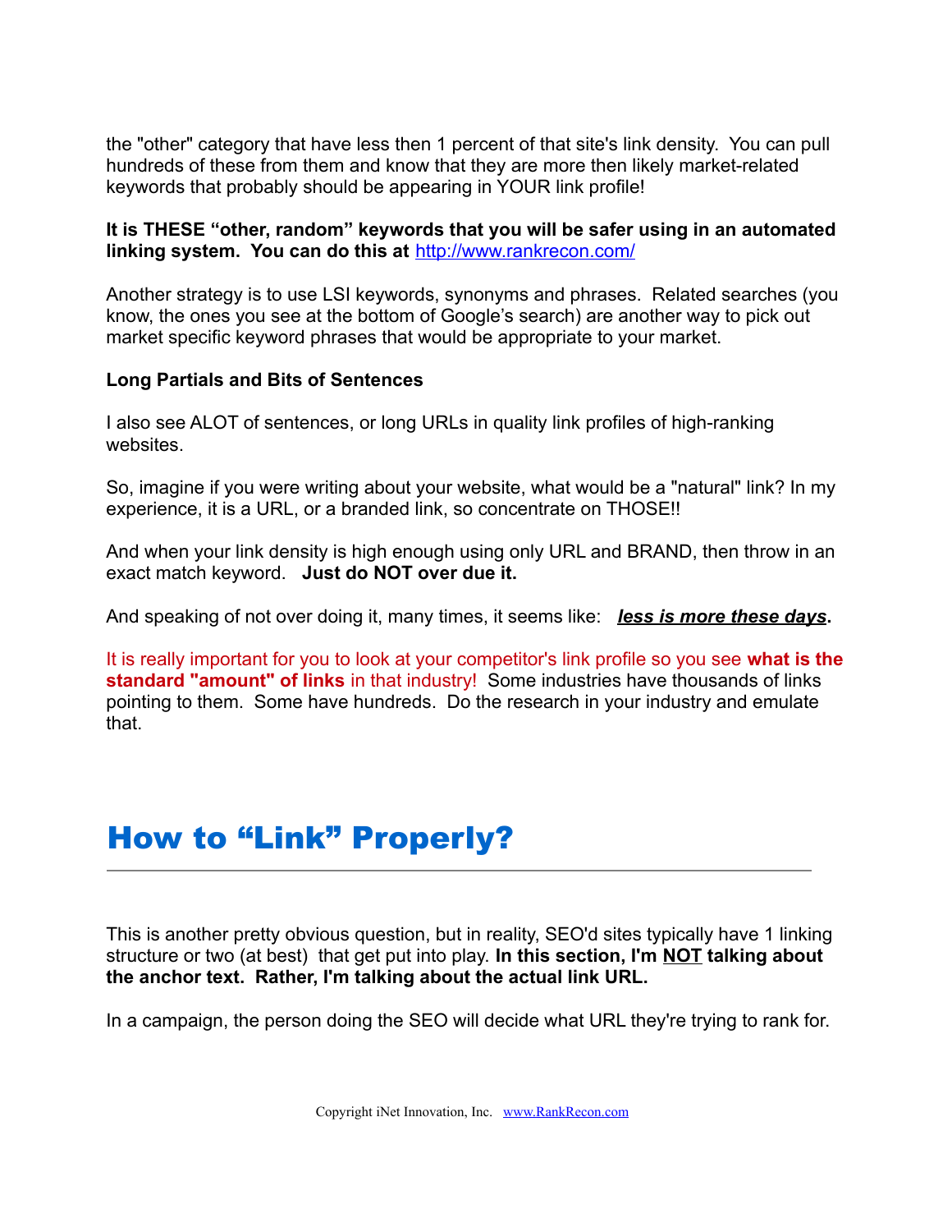the "other" category that have less then 1 percent of that site's link density. You can pull hundreds of these from them and know that they are more then likely market-related keywords that probably should be appearing in YOUR link profile!

**It is THESE "other, random" keywords that you will be safer using in an automated linking system. You can do this at** http://www.rankrecon.com/

Another strategy is to use LSI keywords, synonyms and phrases. Related searches (you know, the ones you see at the bottom of Google's search) are another way to pick out market specific keyword phrases that would be appropriate to your market.

**Long Partials and Bits of Sentences**

I also see ALOT of sentences, or long URLs in quality link profiles of high-ranking websites.

So, imagine if you were writing about your website, what would be a "natural" link? In my experience, it is a URL, or a branded link, so concentrate on THOSE!!

And when your link density is high enough using only URL and BRAND, then throw in an exact match keyword. **Just do NOT over due it.**

And speaking of not over doing it, many times, it seems like: ***less is more these days*.**

It is really important for you to look at your competitor's link profile so you see **what is the standard "amount" of links** in that industry! Some industries have thousands of links pointing to them. Some have hundreds. Do the research in your industry and emulate that.

# How to "Link" Properly?

This is another pretty obvious question, but in reality, SEO'd sites typically have 1 linking structure or two (at best) that get put into play. **In this section, I'm NOT talking about the anchor text. Rather, I'm talking about the actual link URL.**

In a campaign, the person doing the SEO will decide what URL they're trying to rank for.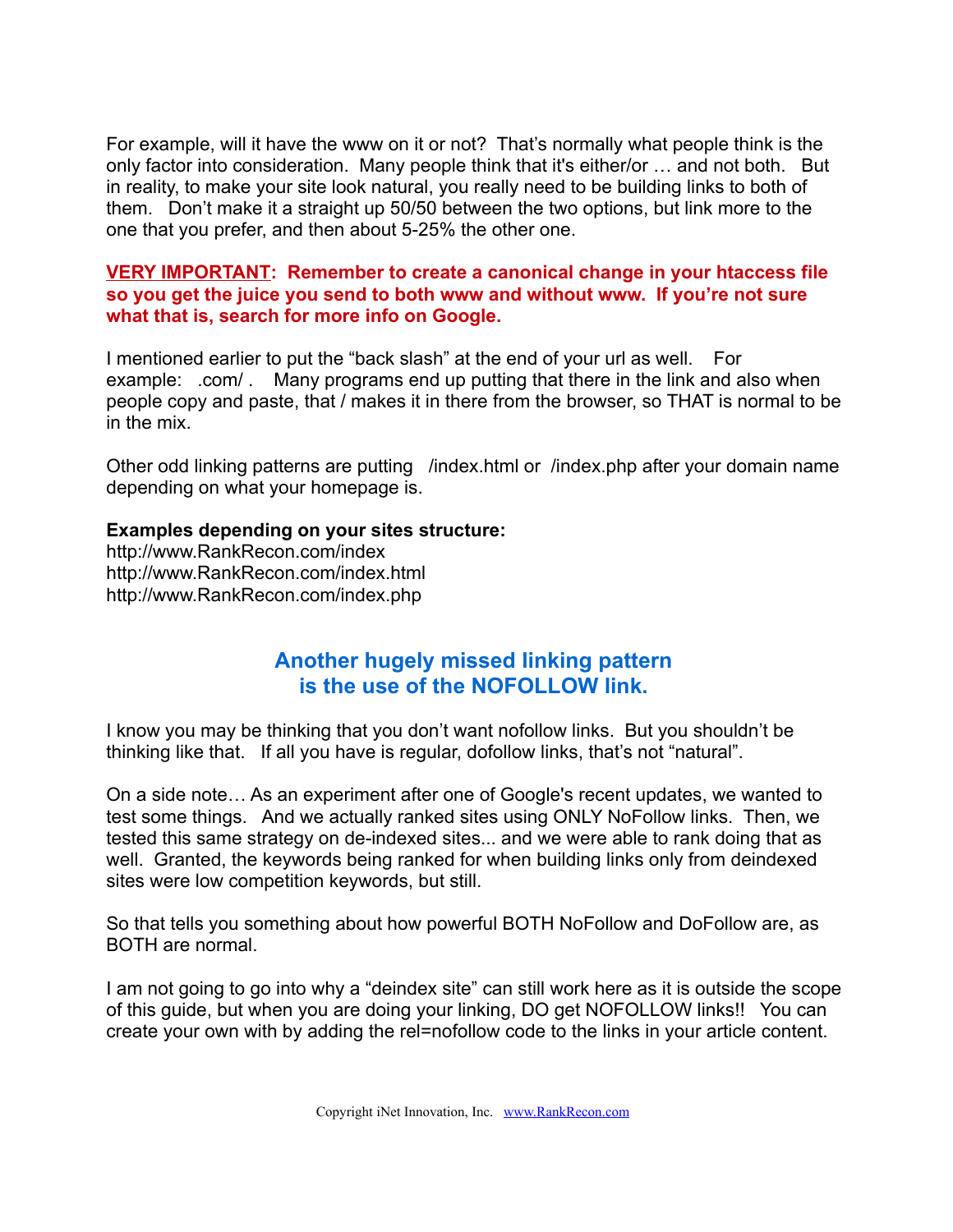For example, will it have the www on it or not? That's normally what people think is the only factor into consideration. Many people think that it's either/or … and not both. But in reality, to make your site look natural, you really need to be building links to both of them. Don't make it a straight up 50/50 between the two options, but link more to the one that you prefer, and then about 5-25% the other one.

**VERY IMPORTANT: Remember to create a canonical change in your htaccess file so you get the juice you send to both www and without www. If you're not sure what that is, search for more info on Google.**

I mentioned earlier to put the "back slash" at the end of your url as well. For example: .com/ . Many programs end up putting that there in the link and also when people copy and paste, that / makes it in there from the browser, so THAT is normal to be in the mix.

Other odd linking patterns are putting /index.html or /index.php after your domain name depending on what your homepage is.

**Examples depending on your sites structure:**
http://www.RankRecon.com/index
http://www.RankRecon.com/index.html
http://www.RankRecon.com/index.php

## Another hugely missed linking pattern is the use of the NOFOLLOW link.

I know you may be thinking that you don't want nofollow links. But you shouldn't be thinking like that. If all you have is regular, dofollow links, that's not "natural".

On a side note… As an experiment after one of Google's recent updates, we wanted to test some things. And we actually ranked sites using ONLY NoFollow links. Then, we tested this same strategy on de-indexed sites... and we were able to rank doing that as well. Granted, the keywords being ranked for when building links only from deindexed sites were low competition keywords, but still.

So that tells you something about how powerful BOTH NoFollow and DoFollow are, as BOTH are normal.

I am not going to go into why a "deindex site" can still work here as it is outside the scope of this guide, but when you are doing your linking, DO get NOFOLLOW links!! You can create your own with by adding the rel=nofollow code to the links in your article content.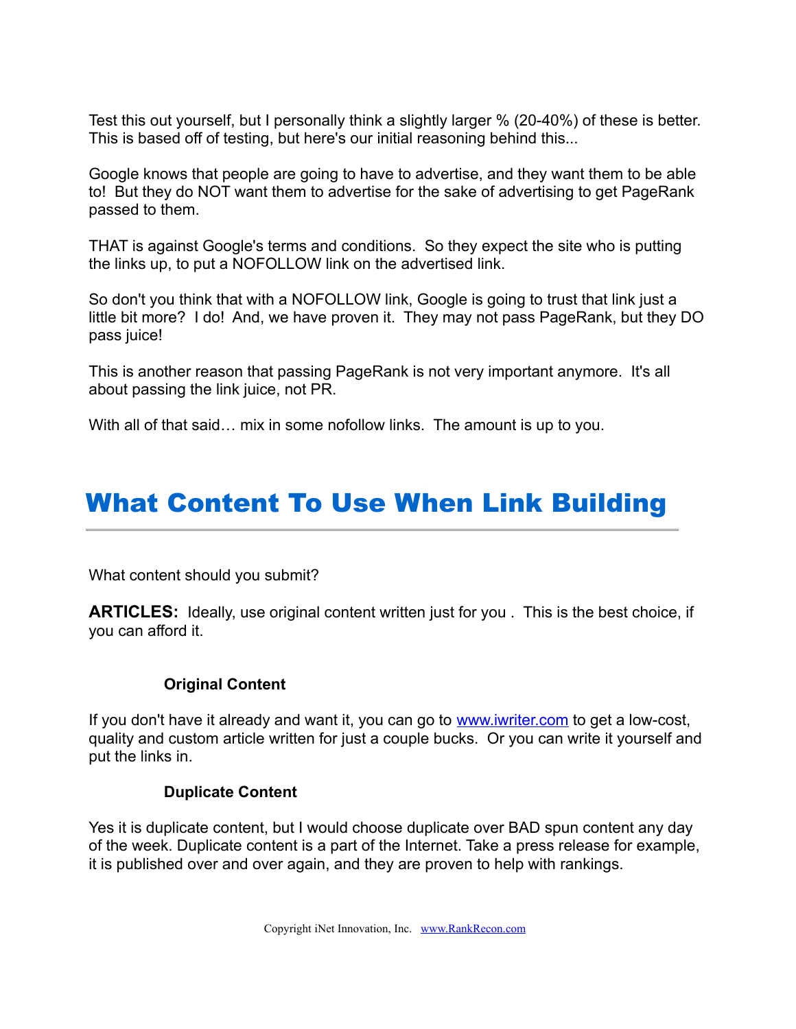Test this out yourself, but I personally think a slightly larger % (20-40%) of these is better. This is based off of testing, but here's our initial reasoning behind this...

Google knows that people are going to have to advertise, and they want them to be able to! But they do NOT want them to advertise for the sake of advertising to get PageRank passed to them.

THAT is against Google's terms and conditions. So they expect the site who is putting the links up, to put a NOFOLLOW link on the advertised link.

So don't you think that with a NOFOLLOW link, Google is going to trust that link just a little bit more? I do! And, we have proven it. They may not pass PageRank, but they DO pass juice!

This is another reason that passing PageRank is not very important anymore. It's all about passing the link juice, not PR.

With all of that said… mix in some nofollow links. The amount is up to you.

## What Content To Use When Link Building

What content should you submit?

**ARTICLES:** Ideally, use original content written just for you . This is the best choice, if you can afford it.

#### Original Content

If you don't have it already and want it, you can go to [www.iwriter.com](http://www.iwriter.com) to get a low-cost, quality and custom article written for just a couple bucks. Or you can write it yourself and put the links in.

#### Duplicate Content

Yes it is duplicate content, but I would choose duplicate over BAD spun content any day of the week. Duplicate content is a part of the Internet. Take a press release for example, it is published over and over again, and they are proven to help with rankings.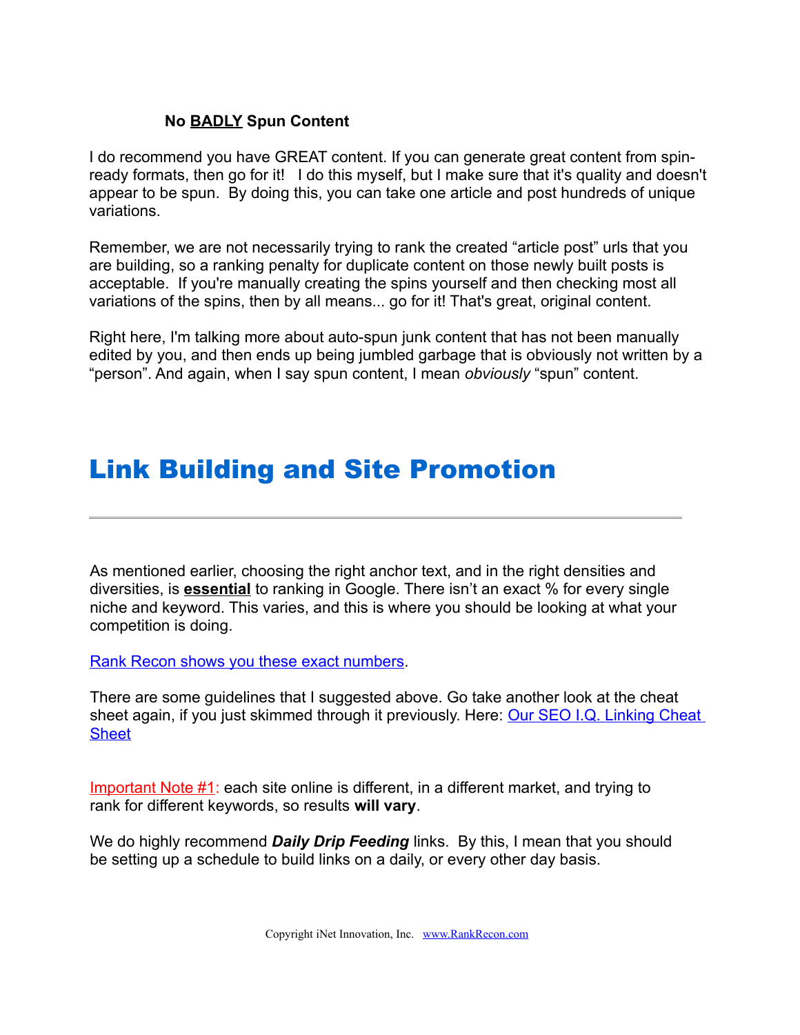### No <u>BADLY</u> Spun Content

I do recommend you have GREAT content. If you can generate great content from spin-ready formats, then go for it! I do this myself, but I make sure that it's quality and doesn't appear to be spun. By doing this, you can take one article and post hundreds of unique variations.

Remember, we are not necessarily trying to rank the created "article post" urls that you are building, so a ranking penalty for duplicate content on those newly built posts is acceptable. If you're manually creating the spins yourself and then checking most all variations of the spins, then by all means... go for it! That's great, original content.

Right here, I'm talking more about auto-spun junk content that has not been manually edited by you, and then ends up being jumbled garbage that is obviously not written by a "person". And again, when I say spun content, I mean *obviously* "spun" content.

# Link Building and Site Promotion

---

As mentioned earlier, choosing the right anchor text, and in the right densities and diversities, is **<u>essential</u>** to ranking in Google. There isn't an exact % for every single niche and keyword. This varies, and this is where you should be looking at what your competition is doing.

Rank Recon shows you these exact numbers.

There are some guidelines that I suggested above. Go take another look at the cheat sheet again, if you just skimmed through it previously. Here: Our SEO I.Q. Linking Cheat Sheet

Important Note #1: each site online is different, in a different market, and trying to rank for different keywords, so results **will vary**.

We do highly recommend ***Daily Drip Feeding*** links. By this, I mean that you should be setting up a schedule to build links on a daily, or every other day basis.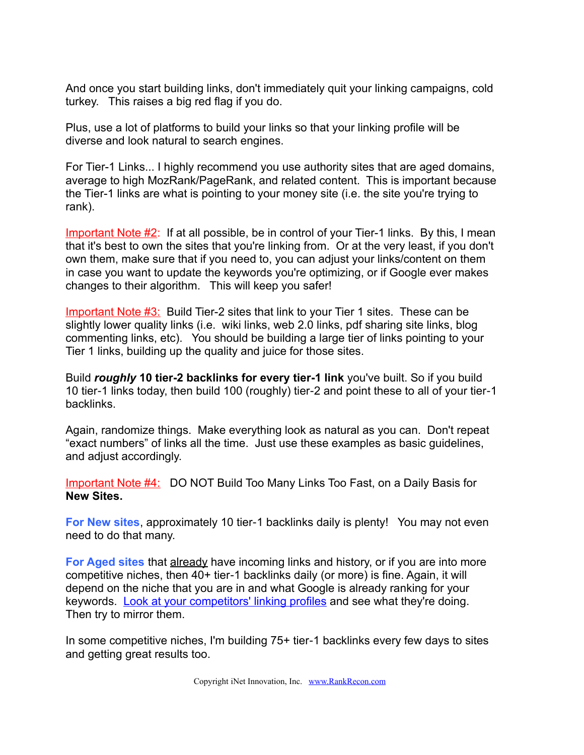And once you start building links, don't immediately quit your linking campaigns, cold turkey. This raises a big red flag if you do.

Plus, use a lot of platforms to build your links so that your linking profile will be diverse and look natural to search engines.

For Tier-1 Links... I highly recommend you use authority sites that are aged domains, average to high MozRank/PageRank, and related content. This is important because the Tier-1 links are what is pointing to your money site (i.e. the site you're trying to rank).

Important Note #2: If at all possible, be in control of your Tier-1 links. By this, I mean that it's best to own the sites that you're linking from. Or at the very least, if you don't own them, make sure that if you need to, you can adjust your links/content on them in case you want to update the keywords you're optimizing, or if Google ever makes changes to their algorithm. This will keep you safer!

Important Note #3: Build Tier-2 sites that link to your Tier 1 sites. These can be slightly lower quality links (i.e. wiki links, web 2.0 links, pdf sharing site links, blog commenting links, etc). You should be building a large tier of links pointing to your Tier 1 links, building up the quality and juice for those sites.

Build ***roughly*** **10 tier-2 backlinks for every tier-1 link** you've built. So if you build 10 tier-1 links today, then build 100 (roughly) tier-2 and point these to all of your tier-1 backlinks.

Again, randomize things. Make everything look as natural as you can. Don't repeat "exact numbers" of links all the time. Just use these examples as basic guidelines, and adjust accordingly.

Important Note #4: DO NOT Build Too Many Links Too Fast, on a Daily Basis for **New Sites.**

**For New sites**, approximately 10 tier-1 backlinks daily is plenty! You may not even need to do that many.

**For Aged sites** that already have incoming links and history, or if you are into more competitive niches, then 40+ tier-1 backlinks daily (or more) is fine. Again, it will depend on the niche that you are in and what Google is already ranking for your keywords. Look at your competitors' linking profiles and see what they're doing. Then try to mirror them.

In some competitive niches, I'm building 75+ tier-1 backlinks every few days to sites and getting great results too.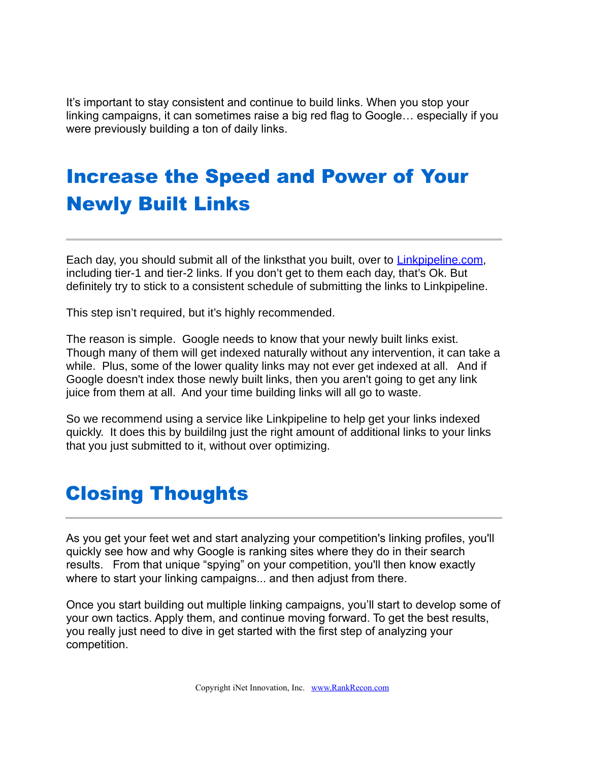It's important to stay consistent and continue to build links. When you stop your linking campaigns, it can sometimes raise a big red flag to Google… especially if you were previously building a ton of daily links.

## Increase the Speed and Power of Your Newly Built Links

Each day, you should submit all of the linksthat you built, over to [Linkpipeline.com](http://Linkpipeline.com), including tier-1 and tier-2 links. If you don't get to them each day, that's Ok. But definitely try to stick to a consistent schedule of submitting the links to Linkpipeline.

This step isn't required, but it's highly recommended.

The reason is simple. Google needs to know that your newly built links exist. Though many of them will get indexed naturally without any intervention, it can take a while. Plus, some of the lower quality links may not ever get indexed at all. And if Google doesn't index those newly built links, then you aren't going to get any link juice from them at all. And your time building links will all go to waste.

So we recommend using a service like Linkpipeline to help get your links indexed quickly. It does this by buildilng just the right amount of additional links to your links that you just submitted to it, without over optimizing.

## Closing Thoughts

As you get your feet wet and start analyzing your competition's linking profiles, you'll quickly see how and why Google is ranking sites where they do in their search results. From that unique "spying" on your competition, you'll then know exactly where to start your linking campaigns... and then adjust from there.

Once you start building out multiple linking campaigns, you'll start to develop some of your own tactics. Apply them, and continue moving forward. To get the best results, you really just need to dive in get started with the first step of analyzing your competition.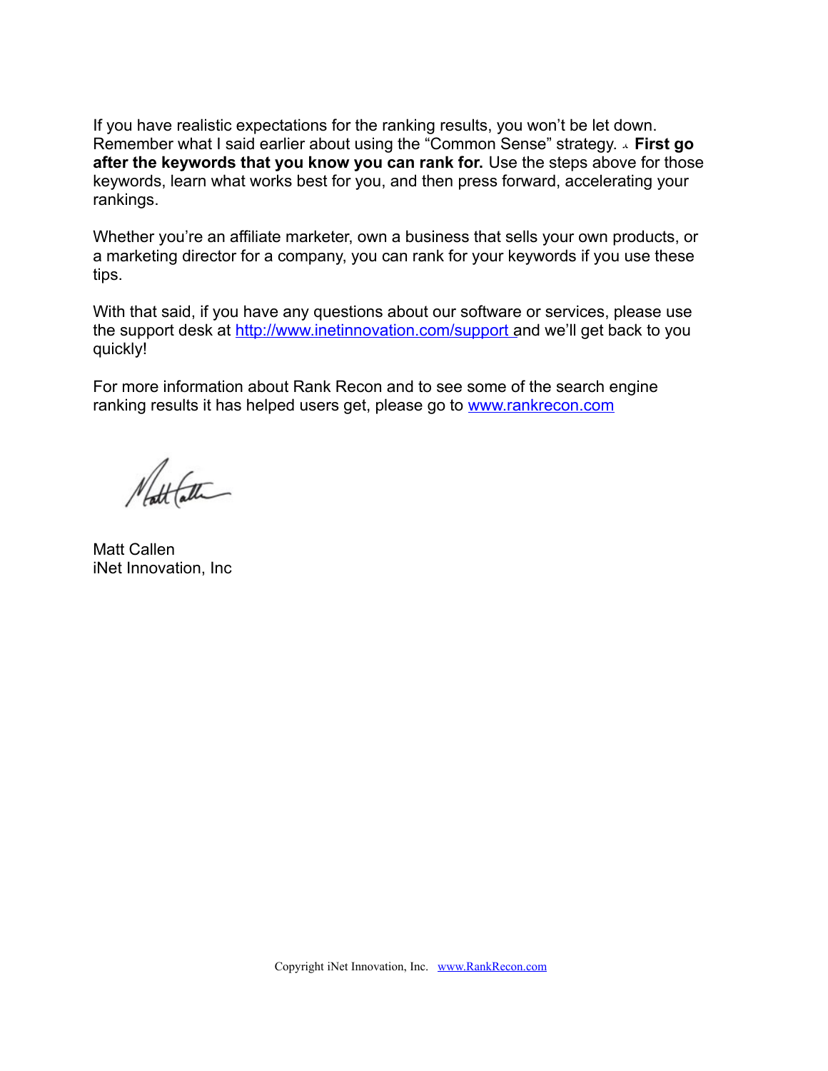If you have realistic expectations for the ranking results, you won't be let down. Remember what I said earlier about using the "Common Sense" strategy. **First go after the keywords that you know you can rank for.** Use the steps above for those keywords, learn what works best for you, and then press forward, accelerating your rankings.

Whether you're an affiliate marketer, own a business that sells your own products, or a marketing director for a company, you can rank for your keywords if you use these tips.

With that said, if you have any questions about our software or services, please use the support desk at http://www.inetinnovation.com/support and we'll get back to you quickly!

For more information about Rank Recon and to see some of the search engine ranking results it has helped users get, please go to www.rankrecon.com

Matt Callen
iNet Innovation, Inc